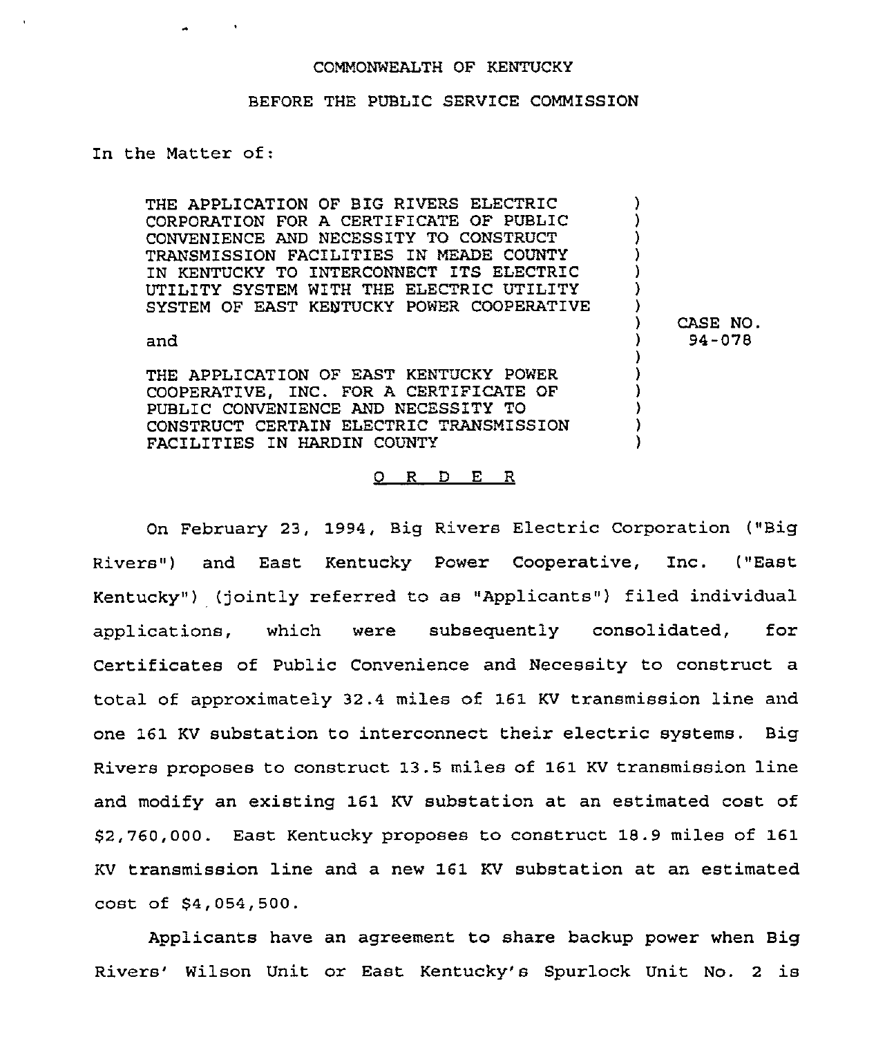COMMONWEALTH OF KENTUCKY

BEFORE THE PUBLIC SERVICE COMMISSION

In the Matter of:

| | |
|---|---|
| THE APPLICATION OF BIG RIVERS ELECTRIC CORPORATION FOR A CERTIFICATE OF PUBLIC CONVENIENCE AND NECESSITY TO CONSTRUCT TRANSMISSION FACILITIES IN MEADE COUNTY IN KENTUCKY TO INTERCONNECT ITS ELECTRIC UTILITY SYSTEM WITH THE ELECTRIC UTILITY SYSTEM OF EAST KENTUCKY POWER COOPERATIVE<br><br>and<br><br>THE APPLICATION OF EAST KENTUCKY POWER COOPERATIVE, INC. FOR A CERTIFICATE OF PUBLIC CONVENIENCE AND NECESSITY TO CONSTRUCT CERTAIN ELECTRIC TRANSMISSION FACILITIES IN HARDIN COUNTY | CASE NO. 94-078 |

O R D E R

On February 23, 1994, Big Rivers Electric Corporation ("Big Rivers") and East Kentucky Power Cooperative, Inc. ("East Kentucky") (jointly referred to as "Applicants") filed individual applications, which were subsequently consolidated, for Certificates of Public Convenience and Necessity to construct a total of approximately 32.4 miles of 161 KV transmission line and one 161 KV substation to interconnect their electric systems. Big Rivers proposes to construct 13.5 miles of 161 KV transmission line and modify an existing 161 KV substation at an estimated cost of $2,760,000. East Kentucky proposes to construct 18.9 miles of 161 KV transmission line and a new 161 KV substation at an estimated cost of $4,054,500.

Applicants have an agreement to share backup power when Big Rivers' Wilson Unit or East Kentucky's Spurlock Unit No. 2 is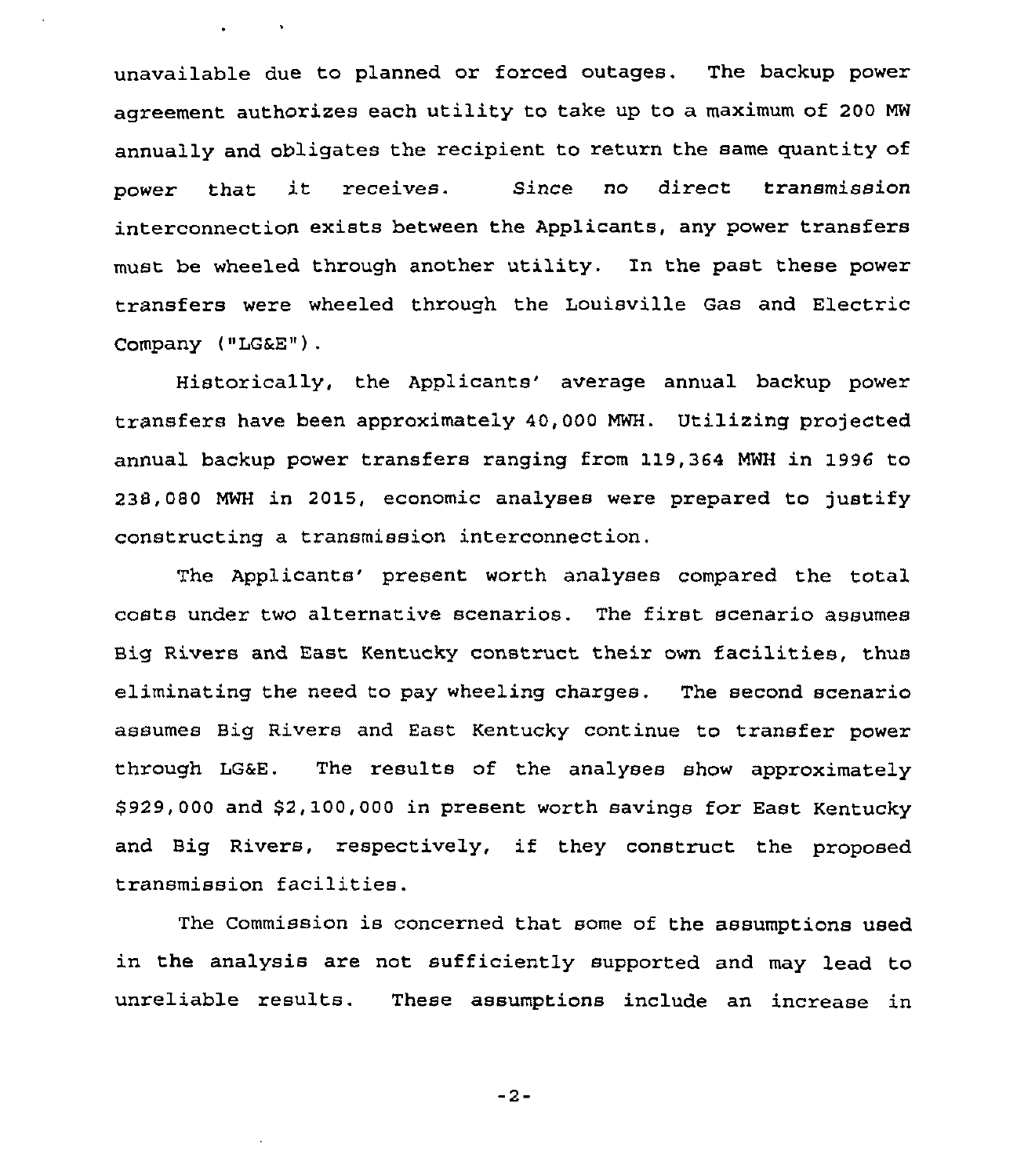unavailable due to planned or forced outages. The backup power agreement authorizes each utility to take up to a maximum of 200 MW annually and obligates the recipient to return the same quantity of power that it receives. Since no direct transmission interconnection exists between the Applicants, any power transfers must be wheeled through another utility. In the past these power transfers were wheeled through the Louisville Gas and Electric Company ("LG&E").

Historically, the Applicants' average annual backup power transfers have been approximately 40,000 MWH. Utilizing projected annual backup power transfers ranging from 119,364 MWH in 1996 to 238,080 MWH in 2015, economic analyses were prepared to justify constructing a transmission interconnection.

The Applicants' present worth analyses compared the total costs under two alternative scenarios. The first scenario assumes Big Rivers and East Kentucky construct their own facilities, thus eliminating the need to pay wheeling charges. The second scenario assumes Big Rivers and East Kentucky continue to transfer power through LG&E. The results of the analyses show approximately $929,000 and $2,100,000 in present worth savings for East Kentucky and Big Rivers, respectively, if they construct the proposed transmission facilities.

The Commission is concerned that some of the assumptions used in the analysis are not sufficiently supported and may lead to unreliable results. These assumptions include an increase in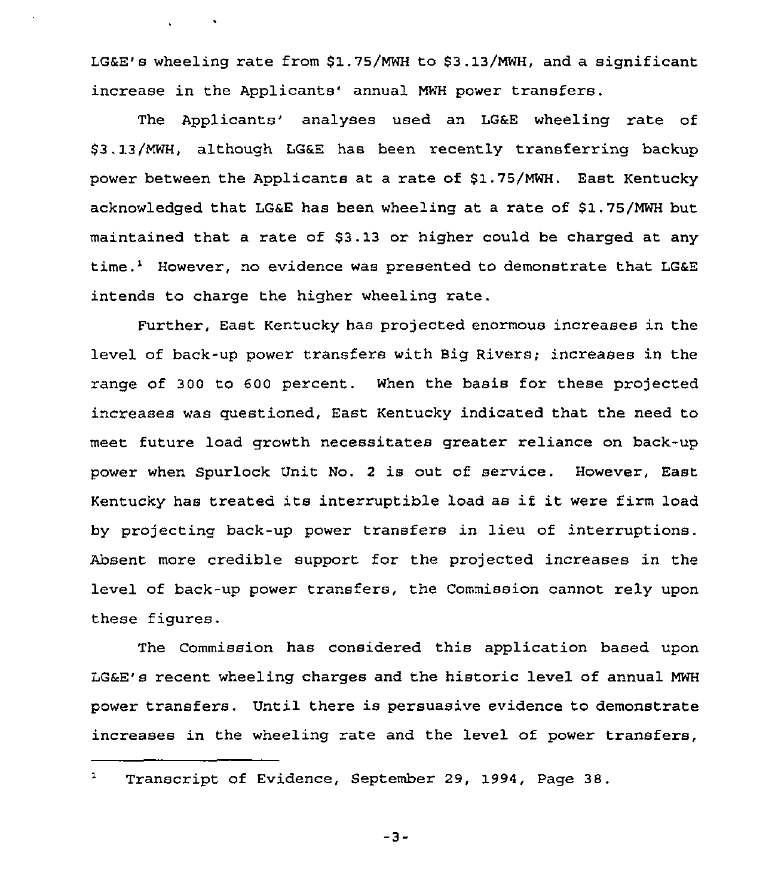LG&E's wheeling rate from $1.75/MWH to $3.13/MWH, and a significant increase in the Applicants' annual MWH power transfers.

The Applicants' analyses used an LG&E wheeling rate of $3.13/MWH, although LG&E has been recently transferring backup power between the Applicants at a rate of $1.75/MWH. East Kentucky acknowledged that LG&E has been wheeling at a rate of $1.75/MWH but maintained that a rate of $3.13 or higher could be charged at any time.[1] However, no evidence was presented to demonstrate that LG&E intends to charge the higher wheeling rate.

Further, East Kentucky has projected enormous increases in the level of back-up power transfers with Big Rivers; increases in the range of 300 to 600 percent. When the basis for these projected increases was questioned, East Kentucky indicated that the need to meet future load growth necessitates greater reliance on back-up power when Spurlock Unit No. 2 is out of service. However, East Kentucky has treated its interruptible load as if it were firm load by projecting back-up power transfers in lieu of interruptions. Absent more credible support for the projected increases in the level of back-up power transfers, the Commission cannot rely upon these figures.

The Commission has considered this application based upon LG&E's recent wheeling charges and the historic level of annual MWH power transfers. Until there is persuasive evidence to demonstrate increases in the wheeling rate and the level of power transfers,

---

[1] Transcript of Evidence, September 29, 1994, Page 38.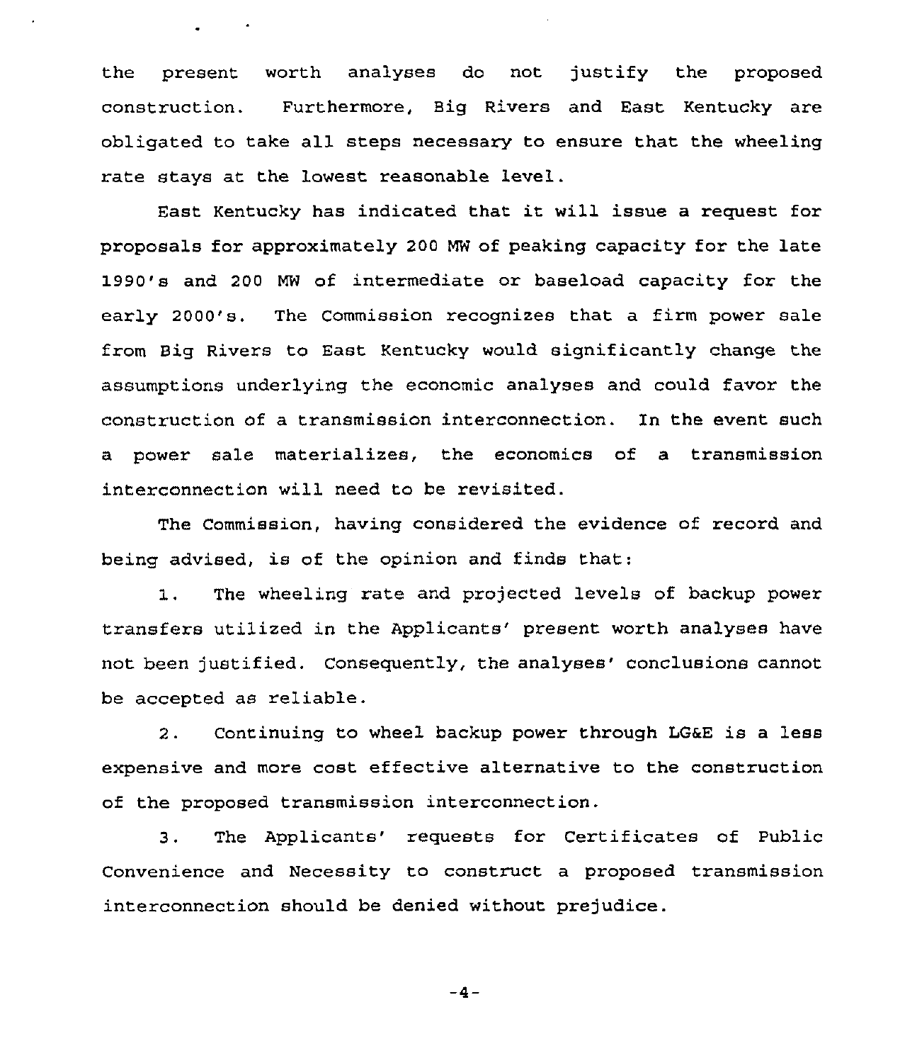the present worth analyses do not justify the proposed construction. Furthermore, Big Rivers and East Kentucky are obligated to take all steps necessary to ensure that the wheeling rate stays at the lowest reasonable level.

East Kentucky has indicated that it will issue a request for proposals for approximately 200 MW of peaking capacity for the late 1990's and 200 MW of intermediate or baseload capacity for the early 2000's. The Commission recognizes that a firm power sale from Big Rivers to East Kentucky would significantly change the assumptions underlying the economic analyses and could favor the construction of a transmission interconnection. In the event such a power sale materializes, the economics of a transmission interconnection will need to be revisited.

The Commission, having considered the evidence of record and being advised, is of the opinion and finds that:

1. The wheeling rate and projected levels of backup power transfers utilized in the Applicants' present worth analyses have not been justified. Consequently, the analyses' conclusions cannot be accepted as reliable.

2. Continuing to wheel backup power through LG&E is a less expensive and more cost effective alternative to the construction of the proposed transmission interconnection.

3. The Applicants' requests for Certificates of Public Convenience and Necessity to construct a proposed transmission interconnection should be denied without prejudice.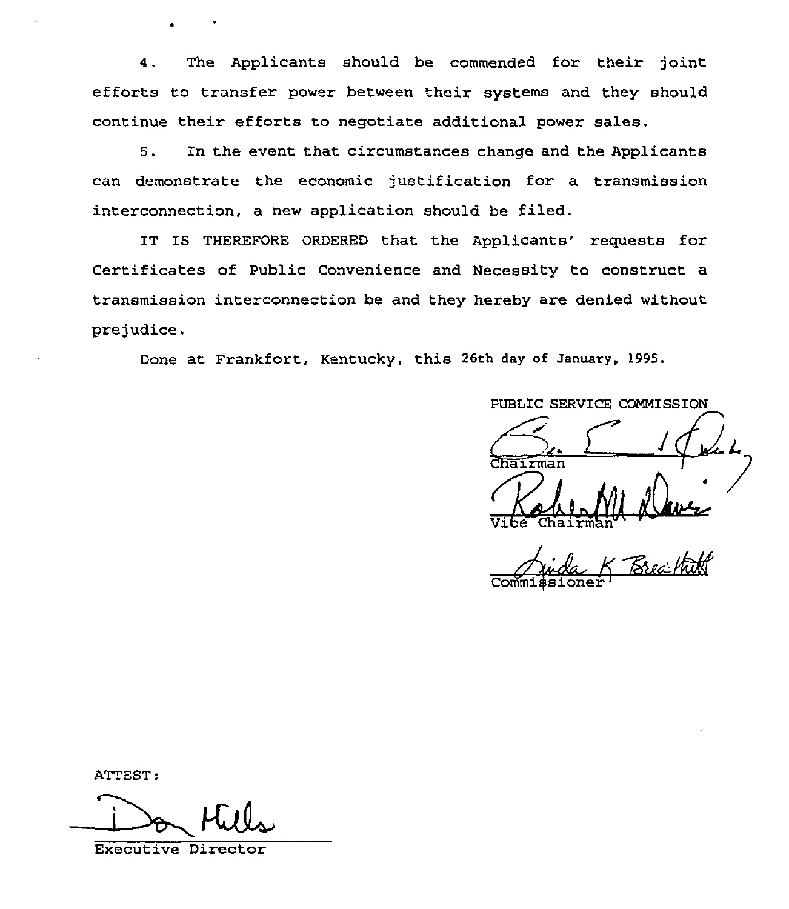4. The Applicants should be commended for their joint efforts to transfer power between their systems and they should continue their efforts to negotiate additional power sales.

5. In the event that circumstances change and the Applicants can demonstrate the economic justification for a transmission interconnection, a new application should be filed.

IT IS THEREFORE ORDERED that the Applicants' requests for Certificates of Public Convenience and Necessity to construct a transmission interconnection be and they hereby are denied without prejudice.

Done at Frankfort, Kentucky, this 26th day of January, 1995.

PUBLIC SERVICE COMMISSION

Chairman

Vice Chairman

Commissioner

ATTEST:

Executive Director